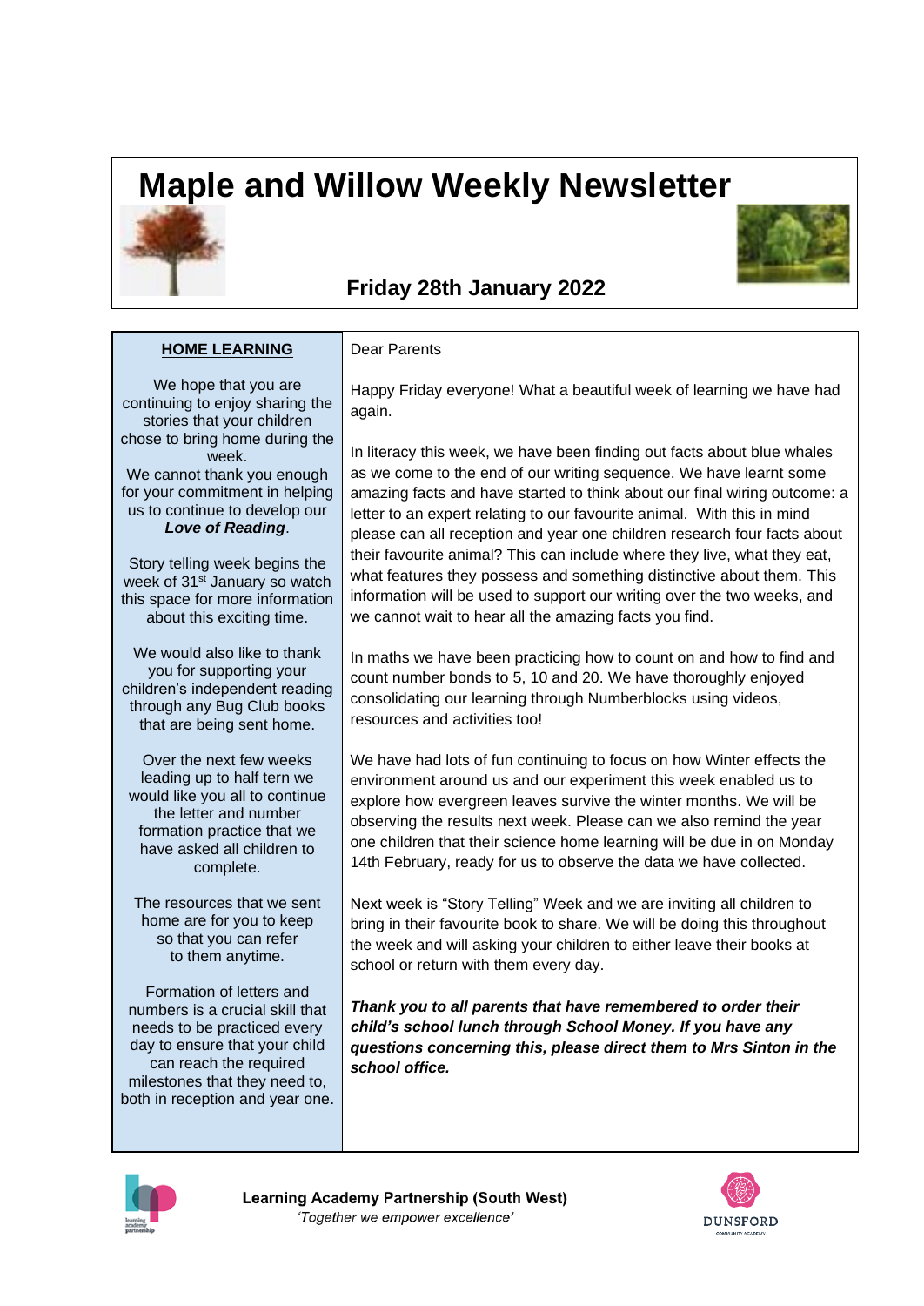# Maple and Willow Weekly Newsletter

## Friday 28th January 2022

### HOME LEARNING

We hope that you are continuing to enjoy sharing the stories that your children chose to bring home during the week.

We cannot thank you enough for your commitment in helping us to continue to develop our ***Love of Reading***.

Story telling week begins the week of 31st January so watch this space for more information about this exciting time.

We would also like to thank you for supporting your children's independent reading through any Bug Club books that are being sent home.

Over the next few weeks leading up to half tern we would like you all to continue the letter and number formation practice that we have asked all children to complete.

The resources that we sent home are for you to keep so that you can refer to them anytime.

Formation of letters and numbers is a crucial skill that needs to be practiced every day to ensure that your child can reach the required milestones that they need to, both in reception and year one.

---

Dear Parents

Happy Friday everyone! What a beautiful week of learning we have had again.

In literacy this week, we have been finding out facts about blue whales as we come to the end of our writing sequence. We have learnt some amazing facts and have started to think about our final wiring outcome: a letter to an expert relating to our favourite animal. With this in mind please can all reception and year one children research four facts about their favourite animal? This can include where they live, what they eat, what features they possess and something distinctive about them. This information will be used to support our writing over the two weeks, and we cannot wait to hear all the amazing facts you find.

In maths we have been practicing how to count on and how to find and count number bonds to 5, 10 and 20. We have thoroughly enjoyed consolidating our learning through Numberblocks using videos, resources and activities too!

We have had lots of fun continuing to focus on how Winter effects the environment around us and our experiment this week enabled us to explore how evergreen leaves survive the winter months. We will be observing the results next week. Please can we also remind the year one children that their science home learning will be due in on Monday 14th February, ready for us to observe the data we have collected.

Next week is "Story Telling" Week and we are inviting all children to bring in their favourite book to share. We will be doing this throughout the week and will asking your children to either leave their books at school or return with them every day.

***Thank you to all parents that have remembered to order their child's school lunch through School Money. If you have any questions concerning this, please direct them to Mrs Sinton in the school office.***

Learning Academy Partnership (South West)

*'Together we empower excellence'*

DUNSFORD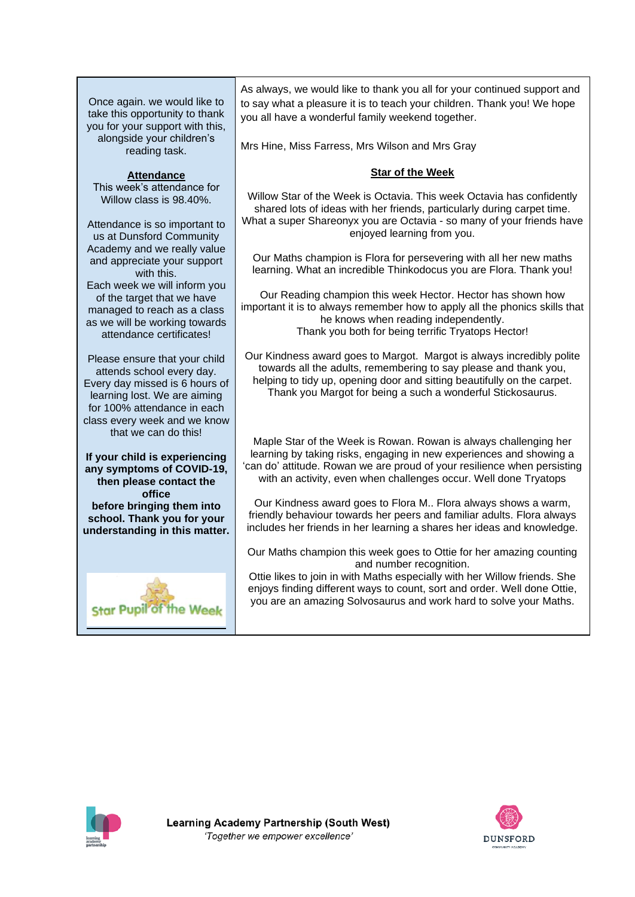Once again. we would like to take this opportunity to thank you for your support with this, alongside your children's reading task.

**Attendance**

This week's attendance for Willow class is 98.40%.

Attendance is so important to us at Dunsford Community Academy and we really value and appreciate your support with this.

Each week we will inform you of the target that we have managed to reach as a class as we will be working towards attendance certificates!

Please ensure that your child attends school every day. Every day missed is 6 hours of learning lost. We are aiming for 100% attendance in each class every week and we know that we can do this!

**If your child is experiencing any symptoms of COVID-19, then please contact the office before bringing them into school. Thank you for your understanding in this matter.**

Star Pupil of the Week

As always, we would like to thank you all for your continued support and to say what a pleasure it is to teach your children. Thank you! We hope you all have a wonderful family weekend together.

Mrs Hine, Miss Farress, Mrs Wilson and Mrs Gray

**Star of the Week**

Willow Star of the Week is Octavia. This week Octavia has confidently shared lots of ideas with her friends, particularly during carpet time. What a super Shareonyx you are Octavia - so many of your friends have enjoyed learning from you.

Our Maths champion is Flora for persevering with all her new maths learning. What an incredible Thinkodocus you are Flora. Thank you!

Our Reading champion this week Hector. Hector has shown how important it is to always remember how to apply all the phonics skills that he knows when reading independently.
Thank you both for being terrific Tryatops Hector!

Our Kindness award goes to Margot. Margot is always incredibly polite towards all the adults, remembering to say please and thank you, helping to tidy up, opening door and sitting beautifully on the carpet. Thank you Margot for being a such a wonderful Stickosaurus.

Maple Star of the Week is Rowan. Rowan is always challenging her learning by taking risks, engaging in new experiences and showing a 'can do' attitude. Rowan we are proud of your resilience when persisting with an activity, even when challenges occur. Well done Tryatops

Our Kindness award goes to Flora M.. Flora always shows a warm, friendly behaviour towards her peers and familiar adults. Flora always includes her friends in her learning a shares her ideas and knowledge.

Our Maths champion this week goes to Ottie for her amazing counting and number recognition.
Ottie likes to join in with Maths especially with her Willow friends. She enjoys finding different ways to count, sort and order. Well done Ottie, you are an amazing Solvosaurus and work hard to solve your Maths.

**Learning Academy Partnership (South West)**
*'Together we empower excellence'*